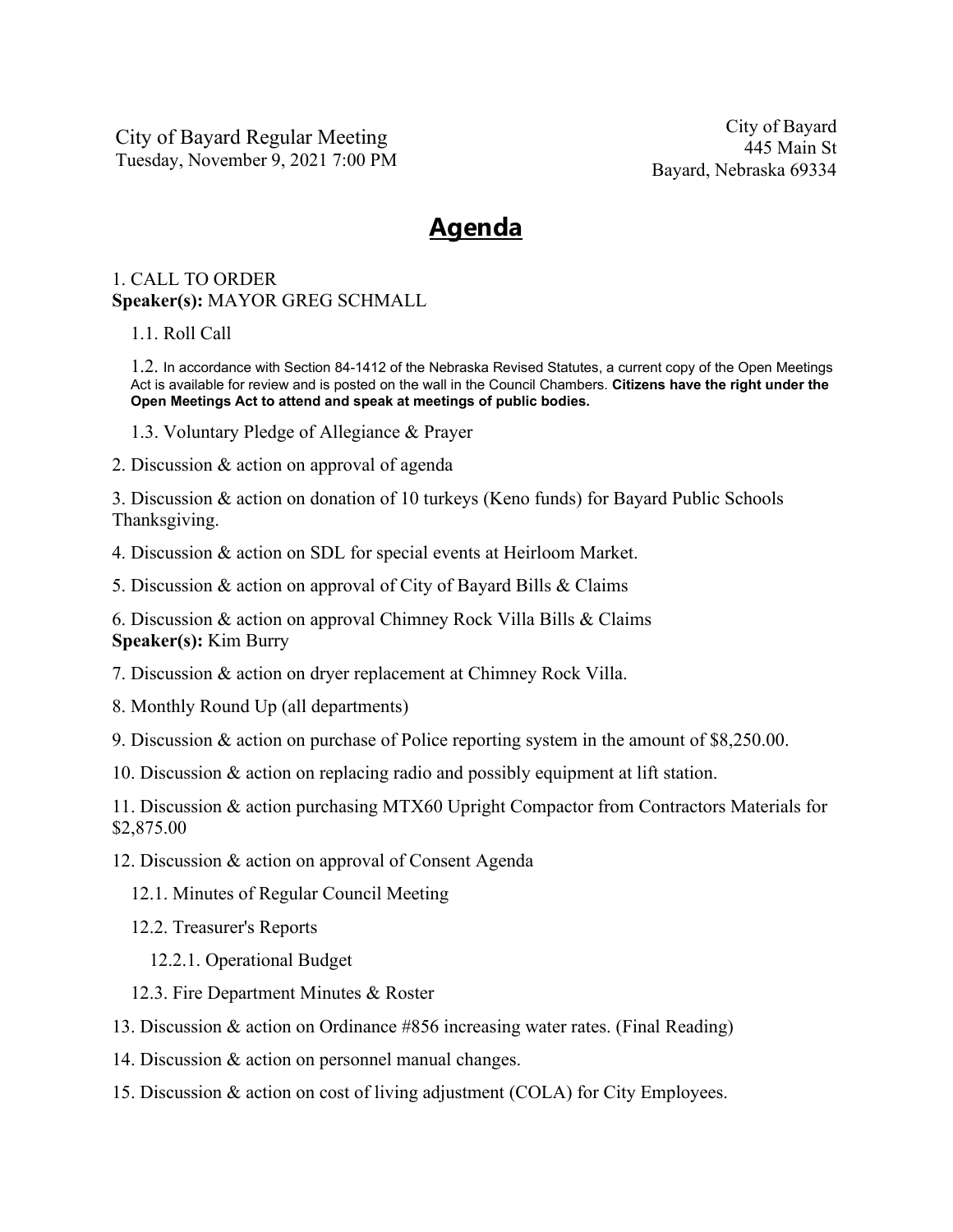City of Bayard Regular Meeting
Tuesday, November 9, 2021 7:00 PM

City of Bayard
445 Main St
Bayard, Nebraska 69334

# Agenda

1. CALL TO ORDER
**Speaker(s):** MAYOR GREG SCHMALL

1.1. Roll Call

1.2. In accordance with Section 84-1412 of the Nebraska Revised Statutes, a current copy of the Open Meetings Act is available for review and is posted on the wall in the Council Chambers. **Citizens have the right under the Open Meetings Act to attend and speak at meetings of public bodies.**

1.3. Voluntary Pledge of Allegiance & Prayer

2. Discussion & action on approval of agenda

3. Discussion & action on donation of 10 turkeys (Keno funds) for Bayard Public Schools Thanksgiving.

4. Discussion & action on SDL for special events at Heirloom Market.

5. Discussion & action on approval of City of Bayard Bills & Claims

6. Discussion & action on approval Chimney Rock Villa Bills & Claims
**Speaker(s):** Kim Burry

7. Discussion & action on dryer replacement at Chimney Rock Villa.

8. Monthly Round Up (all departments)

9. Discussion & action on purchase of Police reporting system in the amount of $8,250.00.

10. Discussion & action on replacing radio and possibly equipment at lift station.

11. Discussion & action purchasing MTX60 Upright Compactor from Contractors Materials for $2,875.00

12. Discussion & action on approval of Consent Agenda

12.1. Minutes of Regular Council Meeting

12.2. Treasurer's Reports

12.2.1. Operational Budget

12.3. Fire Department Minutes & Roster

13. Discussion & action on Ordinance #856 increasing water rates. (Final Reading)

14. Discussion & action on personnel manual changes.

15. Discussion & action on cost of living adjustment (COLA) for City Employees.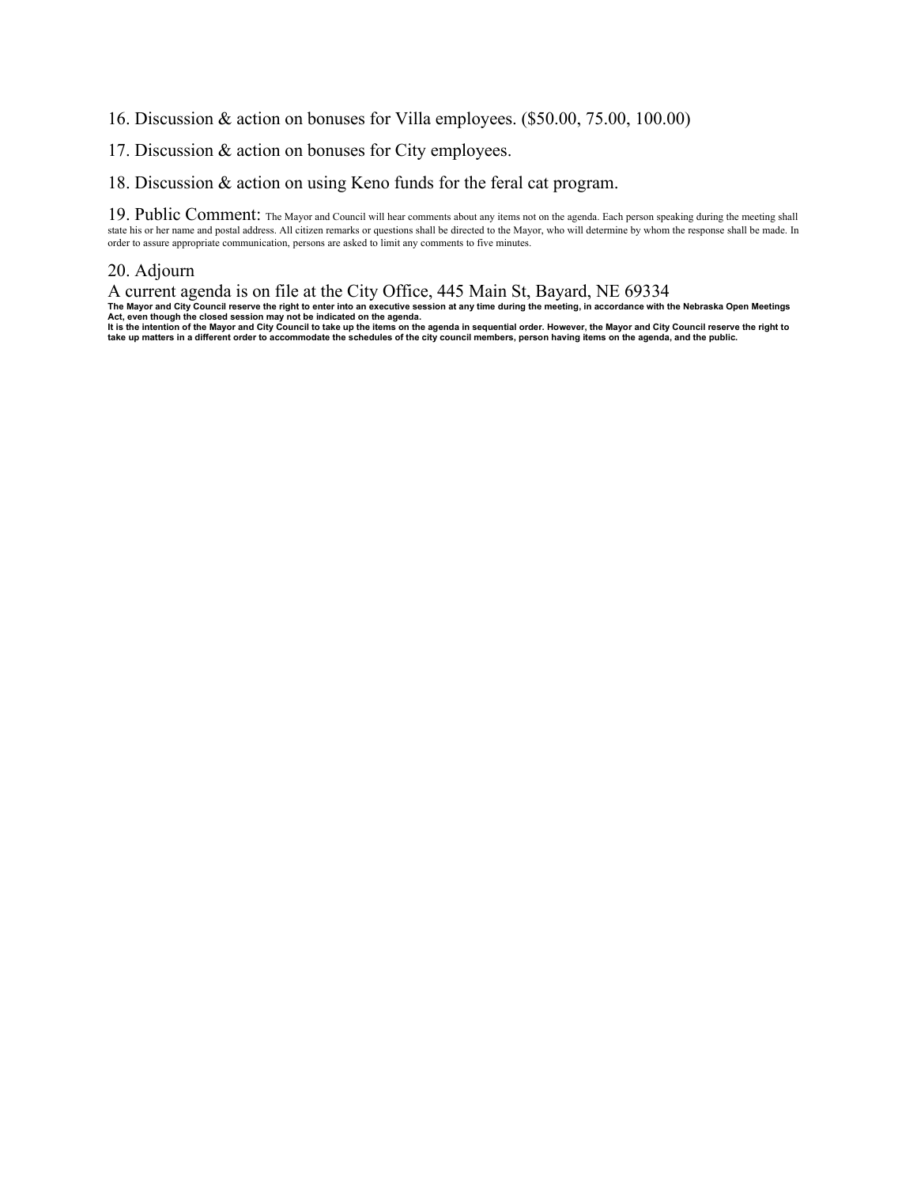16. Discussion & action on bonuses for Villa employees. ($50.00, 75.00, 100.00)

17. Discussion & action on bonuses for City employees.

18. Discussion & action on using Keno funds for the feral cat program.

19. Public Comment: The Mayor and Council will hear comments about any items not on the agenda. Each person speaking during the meeting shall state his or her name and postal address. All citizen remarks or questions shall be directed to the Mayor, who will determine by whom the response shall be made. In order to assure appropriate communication, persons are asked to limit any comments to five minutes.

20. Adjourn

A current agenda is on file at the City Office, 445 Main St, Bayard, NE 69334

**The Mayor and City Council reserve the right to enter into an executive session at any time during the meeting, in accordance with the Nebraska Open Meetings Act, even though the closed session may not be indicated on the agenda.**

**It is the intention of the Mayor and City Council to take up the items on the agenda in sequential order. However, the Mayor and City Council reserve the right to take up matters in a different order to accommodate the schedules of the city council members, person having items on the agenda, and the public.**